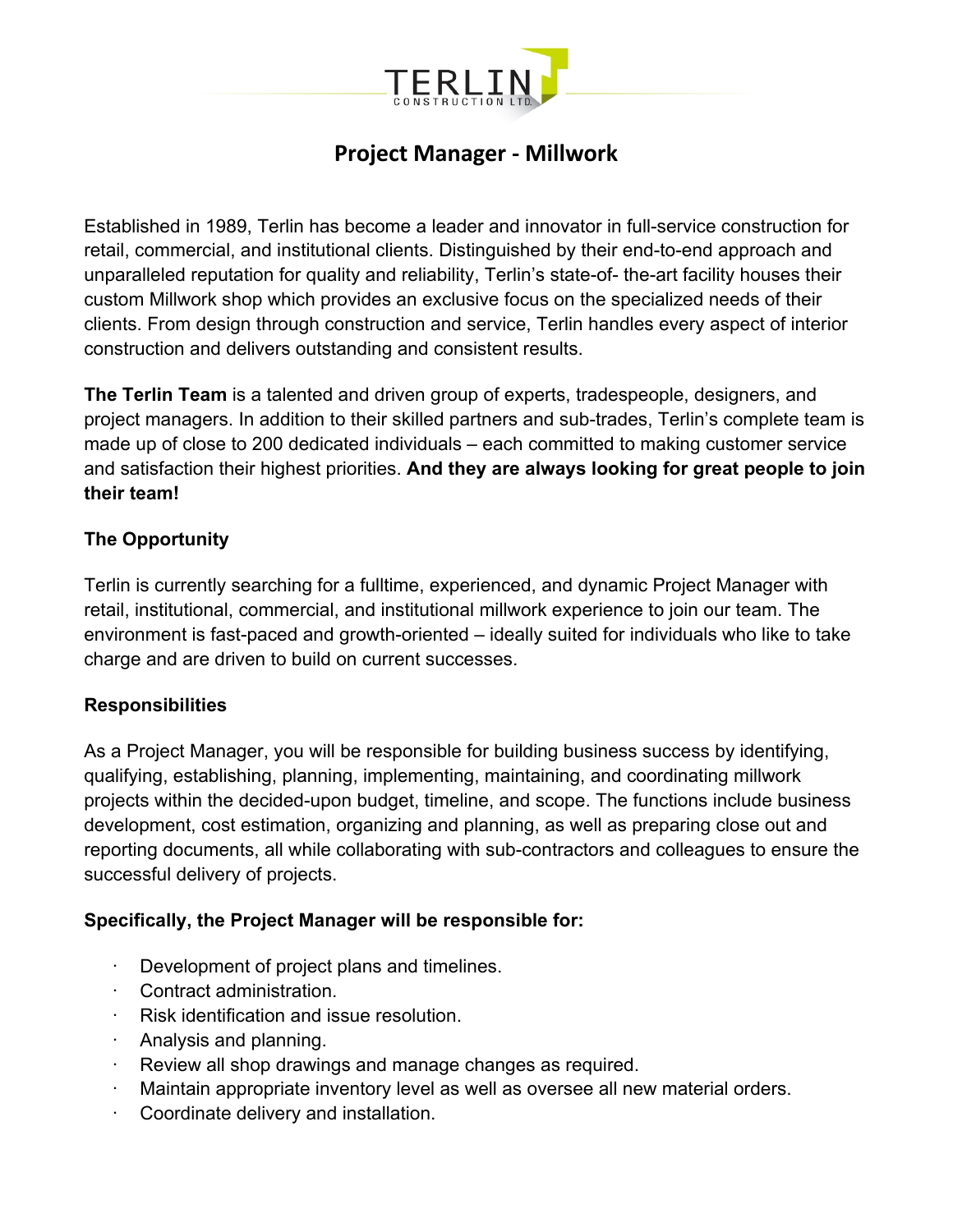TERLIN CONSTRUCTION LTD.

# Project Manager - Millwork

Established in 1989, Terlin has become a leader and innovator in full-service construction for retail, commercial, and institutional clients. Distinguished by their end-to-end approach and unparalleled reputation for quality and reliability, Terlin's state-of- the-art facility houses their custom Millwork shop which provides an exclusive focus on the specialized needs of their clients. From design through construction and service, Terlin handles every aspect of interior construction and delivers outstanding and consistent results.

**The Terlin Team** is a talented and driven group of experts, tradespeople, designers, and project managers. In addition to their skilled partners and sub-trades, Terlin's complete team is made up of close to 200 dedicated individuals – each committed to making customer service and satisfaction their highest priorities. **And they are always looking for great people to join their team!**

**The Opportunity**

Terlin is currently searching for a fulltime, experienced, and dynamic Project Manager with retail, institutional, commercial, and institutional millwork experience to join our team. The environment is fast-paced and growth-oriented – ideally suited for individuals who like to take charge and are driven to build on current successes.

**Responsibilities**

As a Project Manager, you will be responsible for building business success by identifying, qualifying, establishing, planning, implementing, maintaining, and coordinating millwork projects within the decided-upon budget, timeline, and scope. The functions include business development, cost estimation, organizing and planning, as well as preparing close out and reporting documents, all while collaborating with sub-contractors and colleagues to ensure the successful delivery of projects.

**Specifically, the Project Manager will be responsible for:**

- Development of project plans and timelines.
- Contract administration.
- Risk identification and issue resolution.
- Analysis and planning.
- Review all shop drawings and manage changes as required.
- Maintain appropriate inventory level as well as oversee all new material orders.
- Coordinate delivery and installation.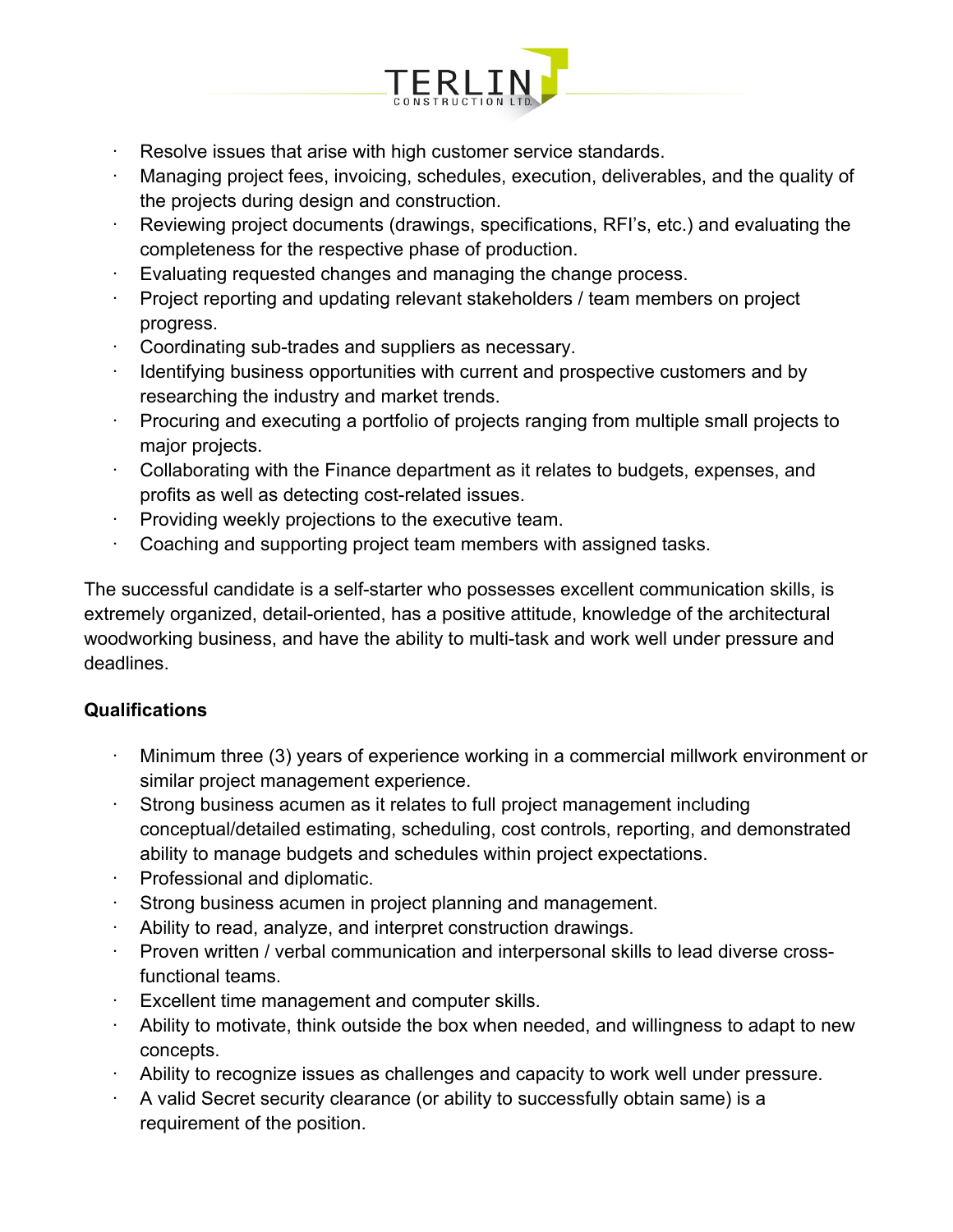- Resolve issues that arise with high customer service standards.
- Managing project fees, invoicing, schedules, execution, deliverables, and the quality of the projects during design and construction.
- Reviewing project documents (drawings, specifications, RFI's, etc.) and evaluating the completeness for the respective phase of production.
- Evaluating requested changes and managing the change process.
- Project reporting and updating relevant stakeholders / team members on project progress.
- Coordinating sub-trades and suppliers as necessary.
- Identifying business opportunities with current and prospective customers and by researching the industry and market trends.
- Procuring and executing a portfolio of projects ranging from multiple small projects to major projects.
- Collaborating with the Finance department as it relates to budgets, expenses, and profits as well as detecting cost-related issues.
- Providing weekly projections to the executive team.
- Coaching and supporting project team members with assigned tasks.

The successful candidate is a self-starter who possesses excellent communication skills, is extremely organized, detail-oriented, has a positive attitude, knowledge of the architectural woodworking business, and have the ability to multi-task and work well under pressure and deadlines.

**Qualifications**

- Minimum three (3) years of experience working in a commercial millwork environment or similar project management experience.
- Strong business acumen as it relates to full project management including conceptual/detailed estimating, scheduling, cost controls, reporting, and demonstrated ability to manage budgets and schedules within project expectations.
- Professional and diplomatic.
- Strong business acumen in project planning and management.
- Ability to read, analyze, and interpret construction drawings.
- Proven written / verbal communication and interpersonal skills to lead diverse cross-functional teams.
- Excellent time management and computer skills.
- Ability to motivate, think outside the box when needed, and willingness to adapt to new concepts.
- Ability to recognize issues as challenges and capacity to work well under pressure.
- A valid Secret security clearance (or ability to successfully obtain same) is a requirement of the position.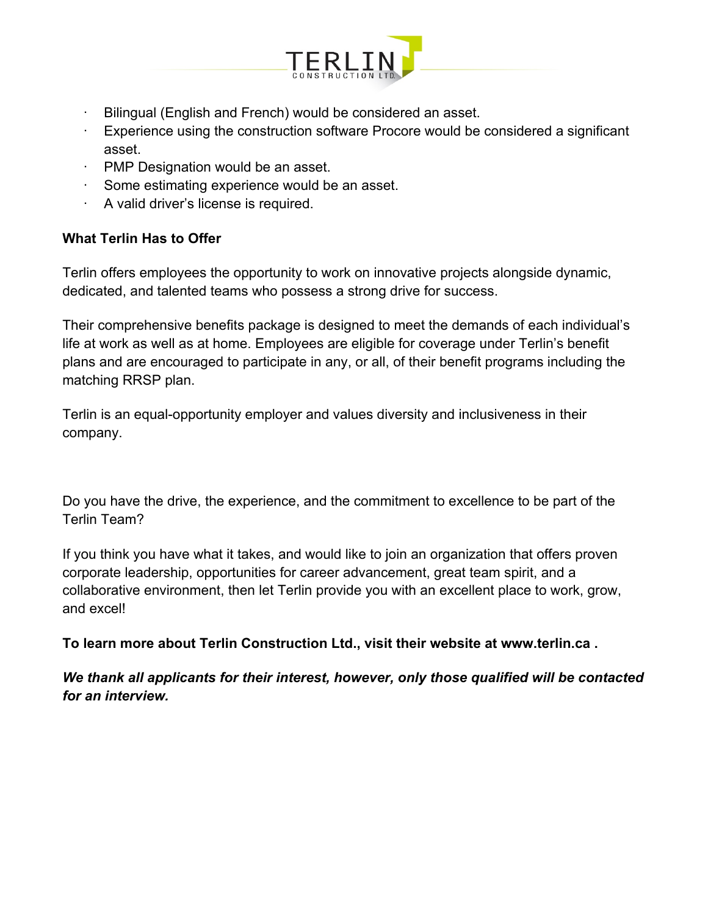- Bilingual (English and French) would be considered an asset.
- Experience using the construction software Procore would be considered a significant asset.
- PMP Designation would be an asset.
- Some estimating experience would be an asset.
- A valid driver's license is required.

**What Terlin Has to Offer**

Terlin offers employees the opportunity to work on innovative projects alongside dynamic, dedicated, and talented teams who possess a strong drive for success.

Their comprehensive benefits package is designed to meet the demands of each individual's life at work as well as at home. Employees are eligible for coverage under Terlin's benefit plans and are encouraged to participate in any, or all, of their benefit programs including the matching RRSP plan.

Terlin is an equal-opportunity employer and values diversity and inclusiveness in their company.

Do you have the drive, the experience, and the commitment to excellence to be part of the Terlin Team?

If you think you have what it takes, and would like to join an organization that offers proven corporate leadership, opportunities for career advancement, great team spirit, and a collaborative environment, then let Terlin provide you with an excellent place to work, grow, and excel!

**To learn more about Terlin Construction Ltd., visit their website at www.terlin.ca .**

***We thank all applicants for their interest, however, only those qualified will be contacted for an interview.***